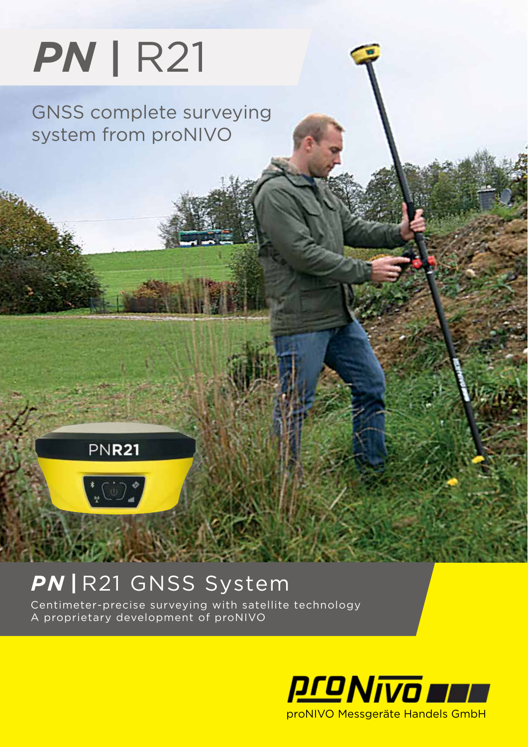# ***PN*** | R21

GNSS complete surveying system from proNIVO

PNR21

## ***PN*** | R21 GNSS System

Centimeter-precise surveying with satellite technology
A proprietary development of proNIVO

proNIVO Messgeräte Handels GmbH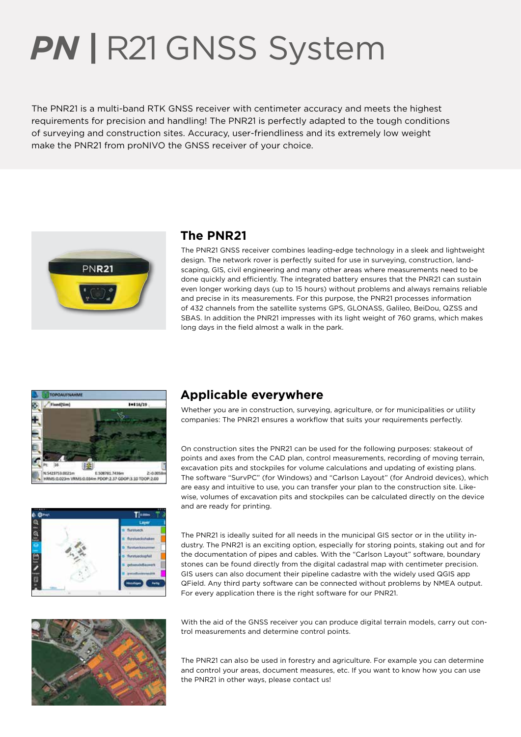# **PN** | R21 GNSS System

The PNR21 is a multi-band RTK GNSS receiver with centimeter accuracy and meets the highest requirements for precision and handling! The PNR21 is perfectly adapted to the tough conditions of surveying and construction sites. Accuracy, user-friendliness and its extremely low weight make the PNR21 from proNIVO the GNSS receiver of your choice.

## The PNR21

The PNR21 GNSS receiver combines leading-edge technology in a sleek and lightweight design. The network rover is perfectly suited for use in surveying, construction, landscaping, GIS, civil engineering and many other areas where measurements need to be done quickly and efficiently. The integrated battery ensures that the PNR21 can sustain even longer working days (up to 15 hours) without problems and always remains reliable and precise in its measurements. For this purpose, the PNR21 processes information of 432 channels from the satellite systems GPS, GLONASS, Galileo, BeiDou, QZSS and SBAS. In addition the PNR21 impresses with its light weight of 760 grams, which makes long days in the field almost a walk in the park.

## Applicable everywhere

Whether you are in construction, surveying, agriculture, or for municipalities or utility companies: The PNR21 ensures a workflow that suits your requirements perfectly.

On construction sites the PNR21 can be used for the following purposes: stakeout of points and axes from the CAD plan, control measurements, recording of moving terrain, excavation pits and stockpiles for volume calculations and updating of existing plans. The software "SurvPC" (for Windows) and "Carlson Layout" (for Android devices), which are easy and intuitive to use, you can transfer your plan to the construction site. Likewise, volumes of excavation pits and stockpiles can be calculated directly on the device and are ready for printing.

The PNR21 is ideally suited for all needs in the municipal GIS sector or in the utility industry. The PNR21 is an exciting option, especially for storing points, staking out and for the documentation of pipes and cables. With the "Carlson Layout" software, boundary stones can be found directly from the digital cadastral map with centimeter precision. GIS users can also document their pipeline cadastre with the widely used QGIS app QField. Any third party software can be connected without problems by NMEA output. For every application there is the right software for our PNR21.

With the aid of the GNSS receiver you can produce digital terrain models, carry out control measurements and determine control points.

The PNR21 can also be used in forestry and agriculture. For example you can determine and control your areas, document measures, etc. If you want to know how you can use the PNR21 in other ways, please contact us!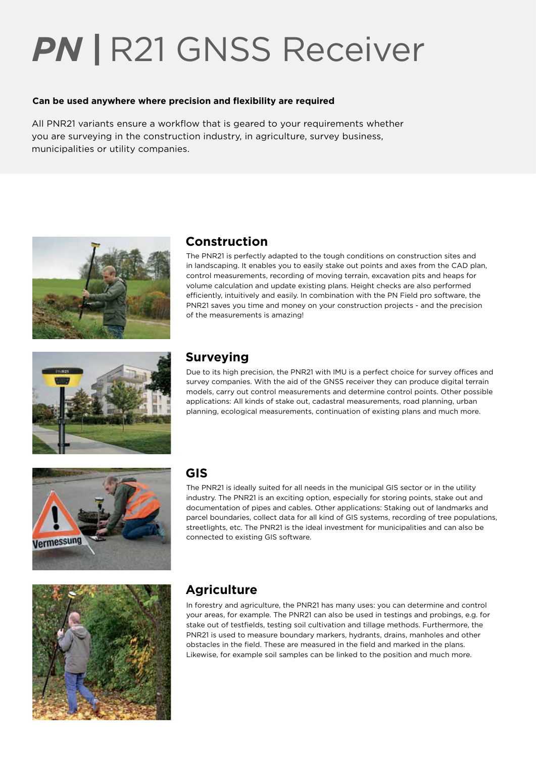# ***PN*** | R21 GNSS Receiver

**Can be used anywhere where precision and flexibility are required**

All PNR21 variants ensure a workflow that is geared to your requirements whether you are surveying in the construction industry, in agriculture, survey business, municipalities or utility companies.

## Construction

The PNR21 is perfectly adapted to the tough conditions on construction sites and in landscaping. It enables you to easily stake out points and axes from the CAD plan, control measurements, recording of moving terrain, excavation pits and heaps for volume calculation and update existing plans. Height checks are also performed efficiently, intuitively and easily. In combination with the PN Field pro software, the PNR21 saves you time and money on your construction projects - and the precision of the measurements is amazing!

## Surveying

Due to its high precision, the PNR21 with IMU is a perfect choice for survey offices and survey companies. With the aid of the GNSS receiver they can produce digital terrain models, carry out control measurements and determine control points. Other possible applications: All kinds of stake out, cadastral measurements, road planning, urban planning, ecological measurements, continuation of existing plans and much more.

## GIS

The PNR21 is ideally suited for all needs in the municipal GIS sector or in the utility industry. The PNR21 is an exciting option, especially for storing points, stake out and documentation of pipes and cables. Other applications: Staking out of landmarks and parcel boundaries, collect data for all kind of GIS systems, recording of tree populations, streetlights, etc. The PNR21 is the ideal investment for municipalities and can also be connected to existing GIS software.

## Agriculture

In forestry and agriculture, the PNR21 has many uses: you can determine and control your areas, for example. The PNR21 can also be used in testings and probings, e.g. for stake out of testfields, testing soil cultivation and tillage methods. Furthermore, the PNR21 is used to measure boundary markers, hydrants, drains, manholes and other obstacles in the field. These are measured in the field and marked in the plans. Likewise, for example soil samples can be linked to the position and much more.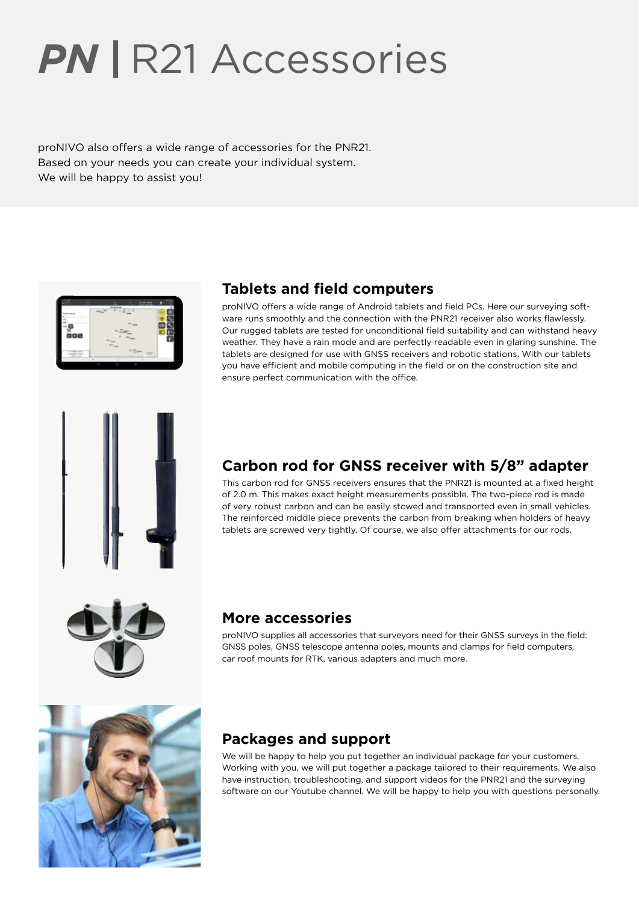# *PN* | R21 Accessories

proNIVO also offers a wide range of accessories for the PNR21.
Based on your needs you can create your individual system.
We will be happy to assist you!

## Tablets and field computers

proNIVO offers a wide range of Android tablets and field PCs. Here our surveying software runs smoothly and the connection with the PNR21 receiver also works flawlessly. Our rugged tablets are tested for unconditional field suitability and can withstand heavy weather. They have a rain mode and are perfectly readable even in glaring sunshine. The tablets are designed for use with GNSS receivers and robotic stations. With our tablets you have efficient and mobile computing in the field or on the construction site and ensure perfect communication with the office.

## Carbon rod for GNSS receiver with 5/8" adapter

This carbon rod for GNSS receivers ensures that the PNR21 is mounted at a fixed height of 2.0 m. This makes exact height measurements possible. The two-piece rod is made of very robust carbon and can be easily stowed and transported even in small vehicles. The reinforced middle piece prevents the carbon from breaking when holders of heavy tablets are screwed very tightly. Of course, we also offer attachments for our rods.

## More accessories

proNIVO supplies all accessories that surveyors need for their GNSS surveys in the field: GNSS poles, GNSS telescope antenna poles, mounts and clamps for field computers, car roof mounts for RTK, various adapters and much more.

## Packages and support

We will be happy to help you put together an individual package for your customers. Working with you, we will put together a package tailored to their requirements. We also have instruction, troubleshooting, and support videos for the PNR21 and the surveying software on our Youtube channel. We will be happy to help you with questions personally.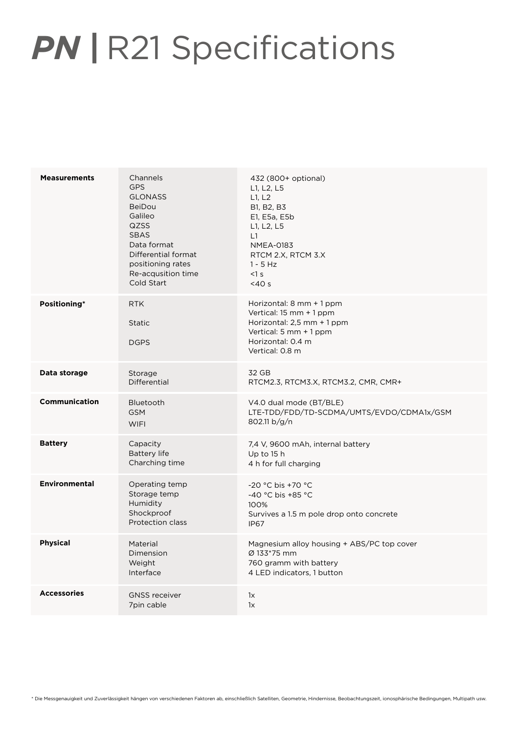# **PN** | R21 Specifications

| | | |
|---|---|---|
| **Measurements** | Channels<br>GPS<br>GLONASS<br>BeiDou<br>Galileo<br>QZSS<br>SBAS<br>Data format<br>Differential format<br>positioning rates<br>Re-acqusition time<br>Cold Start | 432 (800+ optional)<br>L1, L2, L5<br>L1, L2<br>B1, B2, B3<br>E1, E5a, E5b<br>L1, L2, L5<br>L1<br>NMEA-0183<br>RTCM 2.X, RTCM 3.X<br>1 - 5 Hz<br><1 s<br><40 s |
| **Positioning*** | RTK<br><br>Static<br><br>DGPS | Horizontal: 8 mm + 1 ppm<br>Vertical: 15 mm + 1 ppm<br>Horizontal: 2,5 mm + 1 ppm<br>Vertical: 5 mm + 1 ppm<br>Horizontal: 0.4 m<br>Vertical: 0.8 m |
| **Data storage** | Storage<br>Differential | 32 GB<br>RTCM2.3, RTCM3.X, RTCM3.2, CMR, CMR+ |
| **Communication** | Bluetooth<br>GSM<br>WIFI | V4.0 dual mode (BT/BLE)<br>LTE-TDD/FDD/TD-SCDMA/UMTS/EVDO/CDMA1x/GSM<br>802.11 b/g/n |
| **Battery** | Capacity<br>Battery life<br>Charching time | 7,4 V, 9600 mAh, internal battery<br>Up to 15 h<br>4 h for full charging |
| **Environmental** | Operating temp<br>Storage temp<br>Humidity<br>Shockproof<br>Protection class | -20 °C bis +70 °C<br>-40 °C bis +85 °C<br>100%<br>Survives a 1.5 m pole drop onto concrete<br>IP67 |
| **Physical** | Material<br>Dimension<br>Weight<br>Interface | Magnesium alloy housing + ABS/PC top cover<br>Ø 133*75 mm<br>760 gramm with battery<br>4 LED indicators, 1 button |
| **Accessories** | GNSS receiver<br>7pin cable | 1x<br>1x |

* Die Messgenauigkeit und Zuverlässigkeit hängen von verschiedenen Faktoren ab, einschließlich Satelliten, Geometrie, Hindernisse, Beobachtungszeit, ionosphärische Bedingungen, Multipath usw.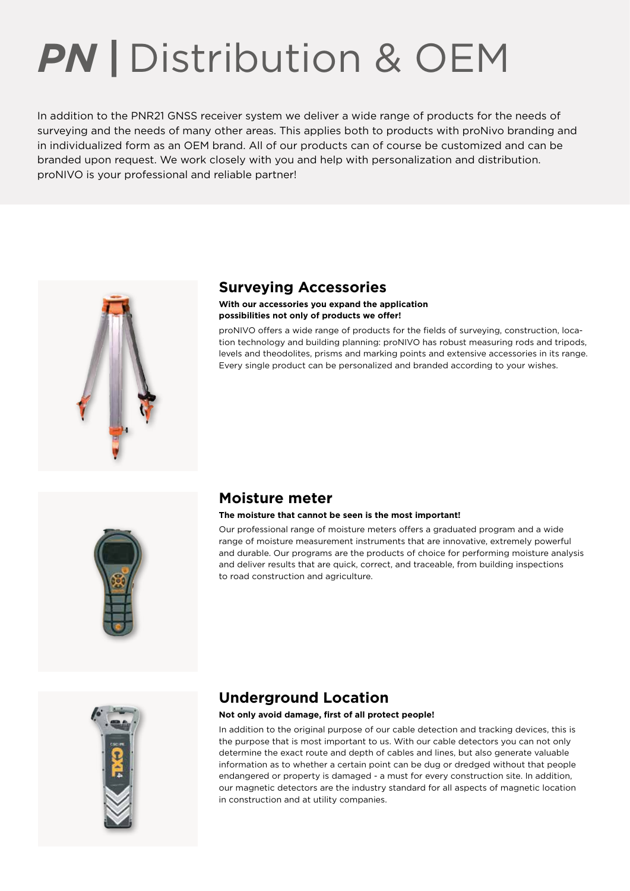# ***PN*** | Distribution & OEM

In addition to the PNR21 GNSS receiver system we deliver a wide range of products for the needs of surveying and the needs of many other areas. This applies both to products with proNivo branding and in individualized form as an OEM brand. All of our products can of course be customized and can be branded upon request. We work closely with you and help with personalization and distribution. proNIVO is your professional and reliable partner!

## Surveying Accessories

**With our accessories you expand the application possibilities not only of products we offer!**

proNIVO offers a wide range of products for the fields of surveying, construction, location technology and building planning: proNIVO has robust measuring rods and tripods, levels and theodolites, prisms and marking points and extensive accessories in its range. Every single product can be personalized and branded according to your wishes.

## Moisture meter

**The moisture that cannot be seen is the most important!**

Our professional range of moisture meters offers a graduated program and a wide range of moisture measurement instruments that are innovative, extremely powerful and durable. Our programs are the products of choice for performing moisture analysis and deliver results that are quick, correct, and traceable, from building inspections to road construction and agriculture.

## Underground Location

**Not only avoid damage, first of all protect people!**

In addition to the original purpose of our cable detection and tracking devices, this is the purpose that is most important to us. With our cable detectors you can not only determine the exact route and depth of cables and lines, but also generate valuable information as to whether a certain point can be dug or dredged without that people endangered or property is damaged - a must for every construction site. In addition, our magnetic detectors are the industry standard for all aspects of magnetic location in construction and at utility companies.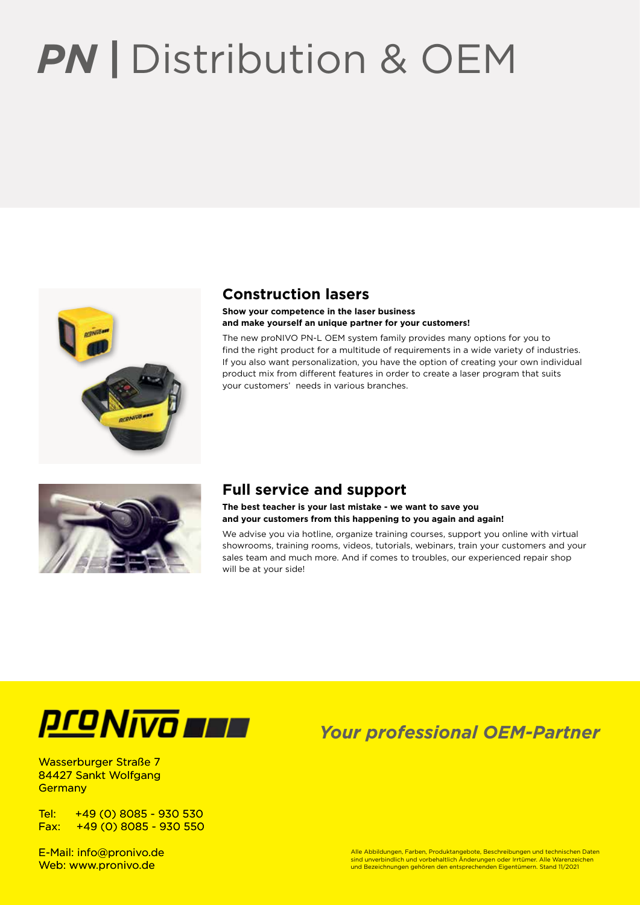# PN | Distribution & OEM

## Construction lasers

**Show your competence in the laser business and make yourself an unique partner for your customers!**

The new proNIVO PN-L OEM system family provides many options for you to find the right product for a multitude of requirements in a wide variety of industries. If you also want personalization, you have the option of creating your own individual product mix from different features in order to create a laser program that suits your customers' needs in various branches.

## Full service and support

**The best teacher is your last mistake - we want to save you and your customers from this happening to you again and again!**

We advise you via hotline, organize training courses, support you online with virtual showrooms, training rooms, videos, tutorials, webinars, train your customers and your sales team and much more. And if comes to troubles, our experienced repair shop will be at your side!

proNivo

*Your professional OEM-Partner*

Wasserburger Straße 7
84427 Sankt Wolfgang
Germany

Tel: +49 (0) 8085 - 930 530
Fax: +49 (0) 8085 - 930 550

E-Mail: info@pronivo.de
Web: www.pronivo.de

Alle Abbildungen, Farben, Produktangebote, Beschreibungen und technischen Daten sind unverbindlich und vorbehaltlich Änderungen oder Irrtümer. Alle Warenzeichen und Bezeichnungen gehören den entsprechenden Eigentümern. Stand 11/2021